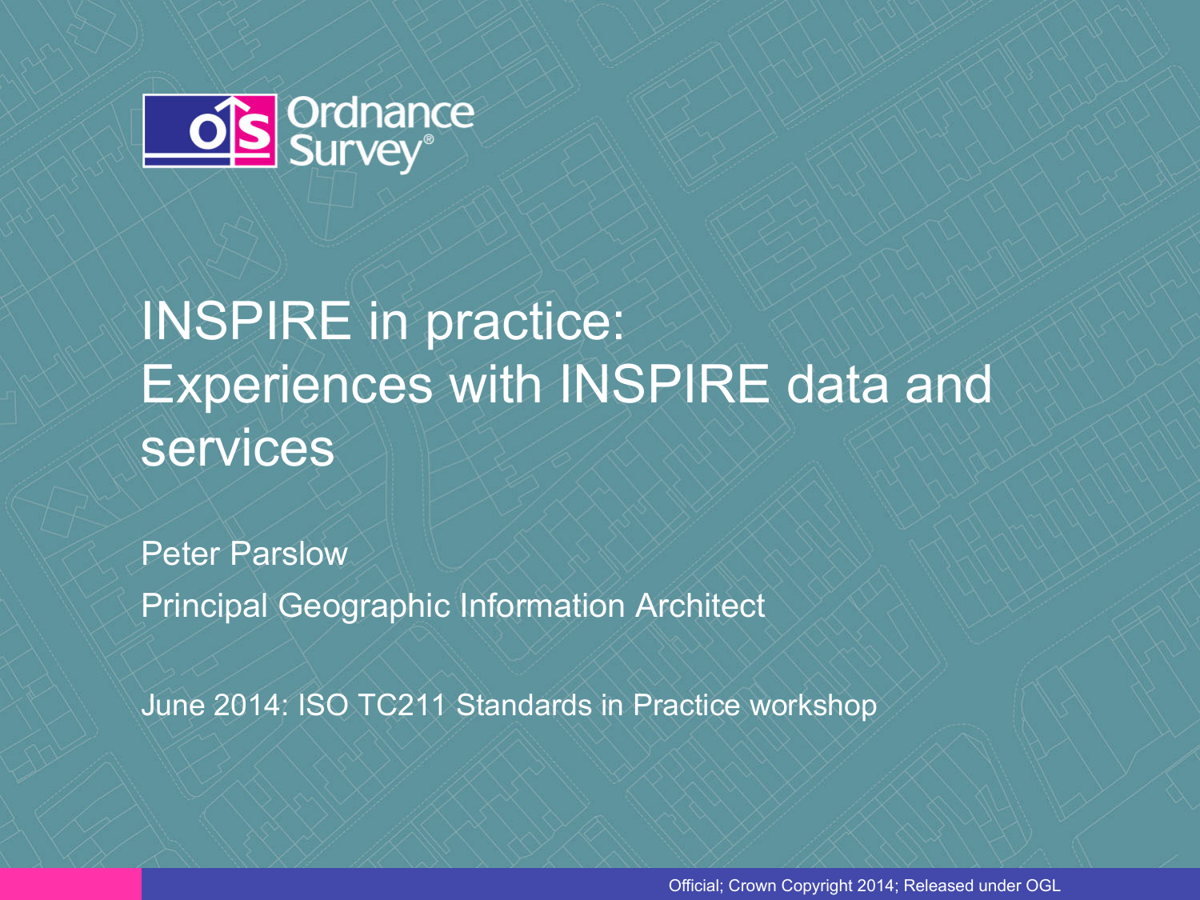Ordnance Survey

# INSPIRE in practice: Experiences with INSPIRE data and services

Peter Parslow

Principal Geographic Information Architect

June 2014: ISO TC211 Standards in Practice workshop

Official; Crown Copyright 2014; Released under OGL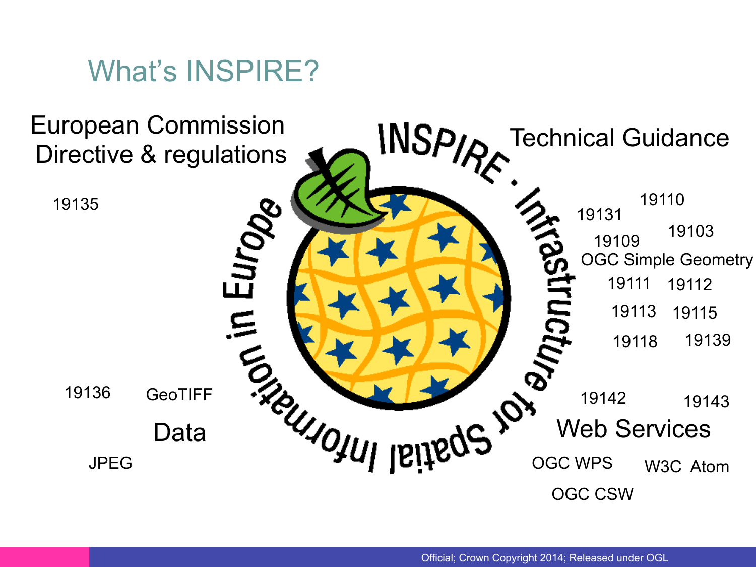# What's INSPIRE?

European Commission Directive & regulations

19135

INSPIRE · Infrastructure for Spatial Information in Europe

Technical Guidance

19131 19110 19103 19109

OGC Simple Geometry

19111 19112

19113 19115

19118 19139

19136 GeoTIFF

Data

JPEG

19142 19143

Web Services

OGC WPS W3C Atom

OGC CSW

Official; Crown Copyright 2014; Released under OGL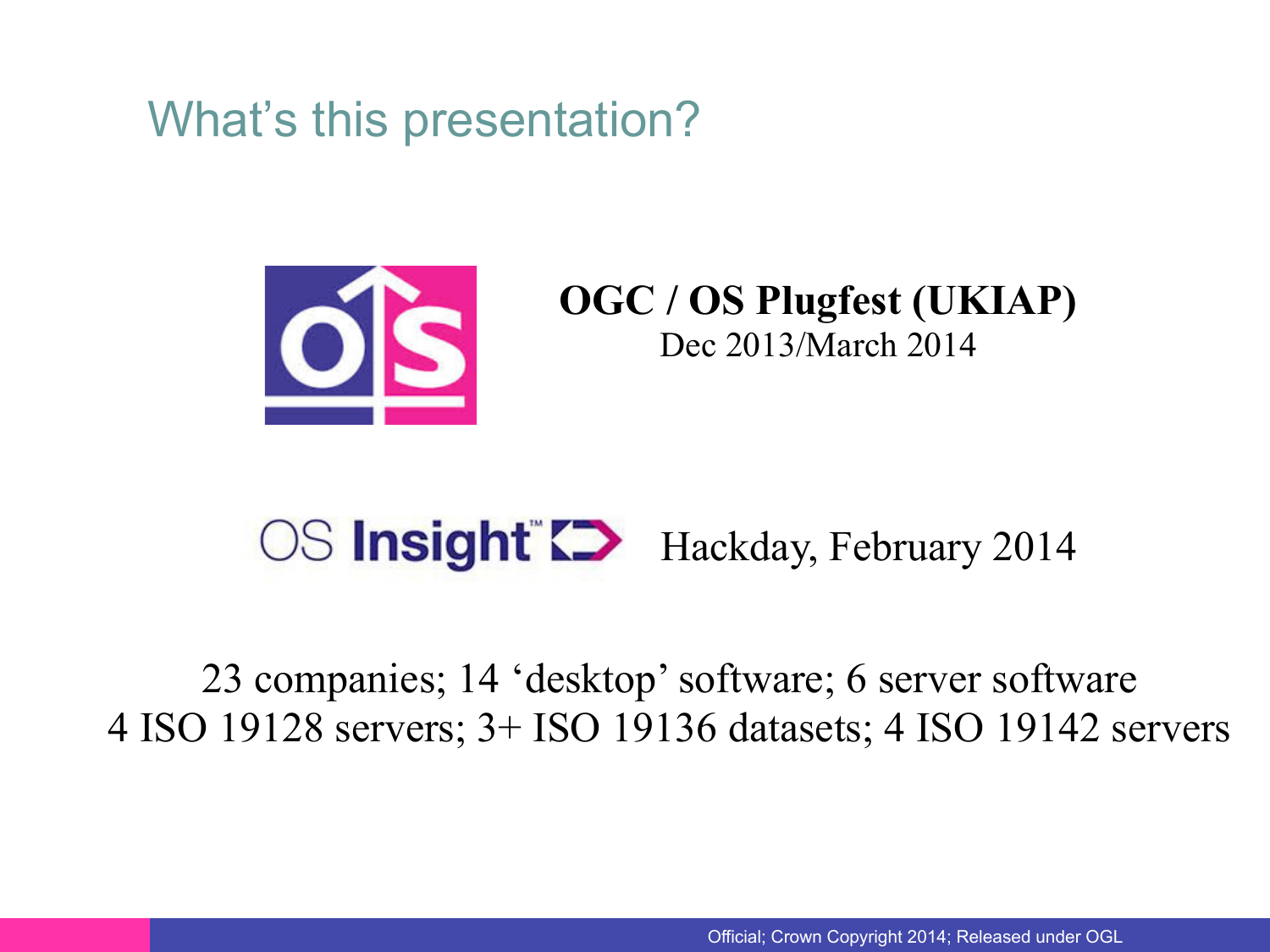# What's this presentation?

**OGC / OS Plugfest (UKIAP)**
Dec 2013/March 2014

OS Insight™ Hackday, February 2014

23 companies; 14 'desktop' software; 6 server software
4 ISO 19128 servers; 3+ ISO 19136 datasets; 4 ISO 19142 servers

Official; Crown Copyright 2014; Released under OGL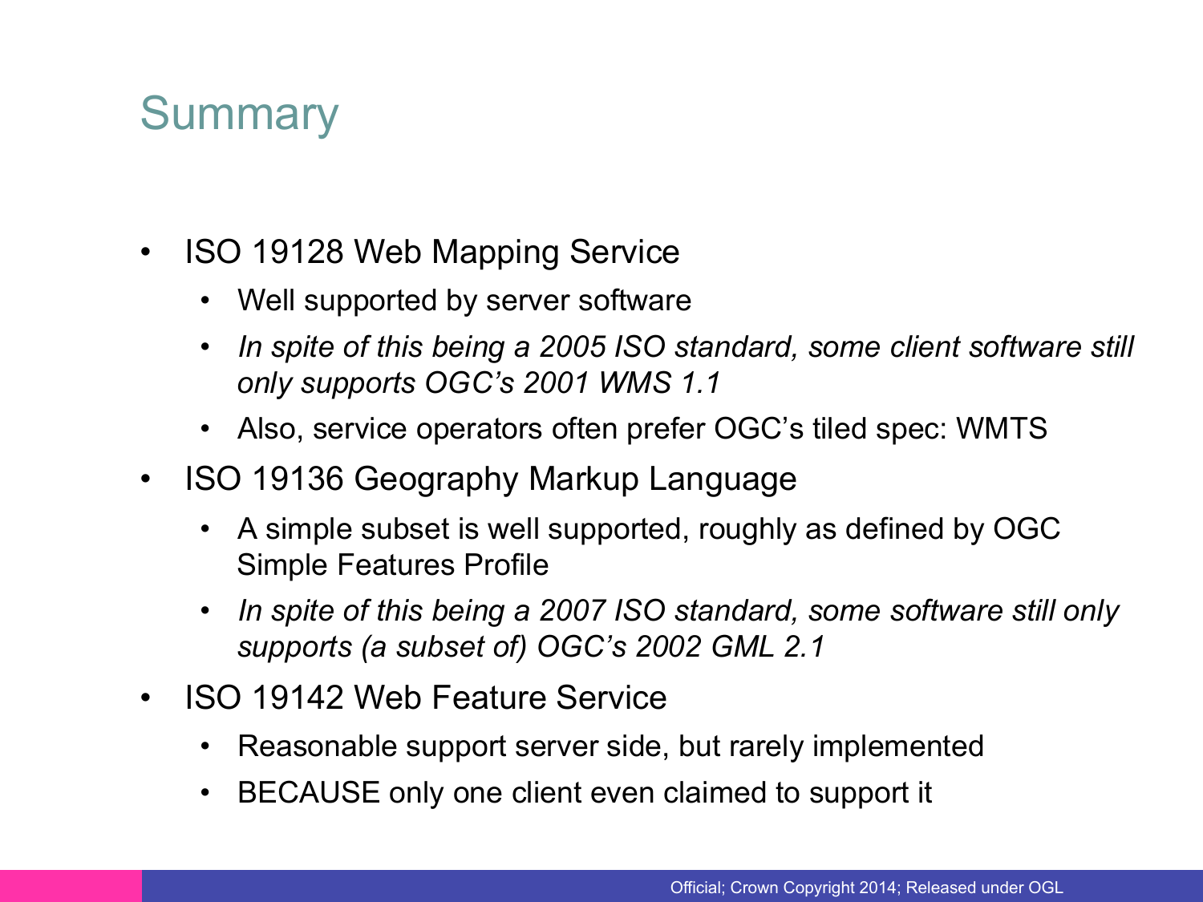# Summary

- ISO 19128 Web Mapping Service
  - Well supported by server software
  - *In spite of this being a 2005 ISO standard, some client software still only supports OGC's 2001 WMS 1.1*
  - Also, service operators often prefer OGC's tiled spec: WMTS
- ISO 19136 Geography Markup Language
  - A simple subset is well supported, roughly as defined by OGC Simple Features Profile
  - *In spite of this being a 2007 ISO standard, some software still only supports (a subset of) OGC's 2002 GML 2.1*
- ISO 19142 Web Feature Service
  - Reasonable support server side, but rarely implemented
  - BECAUSE only one client even claimed to support it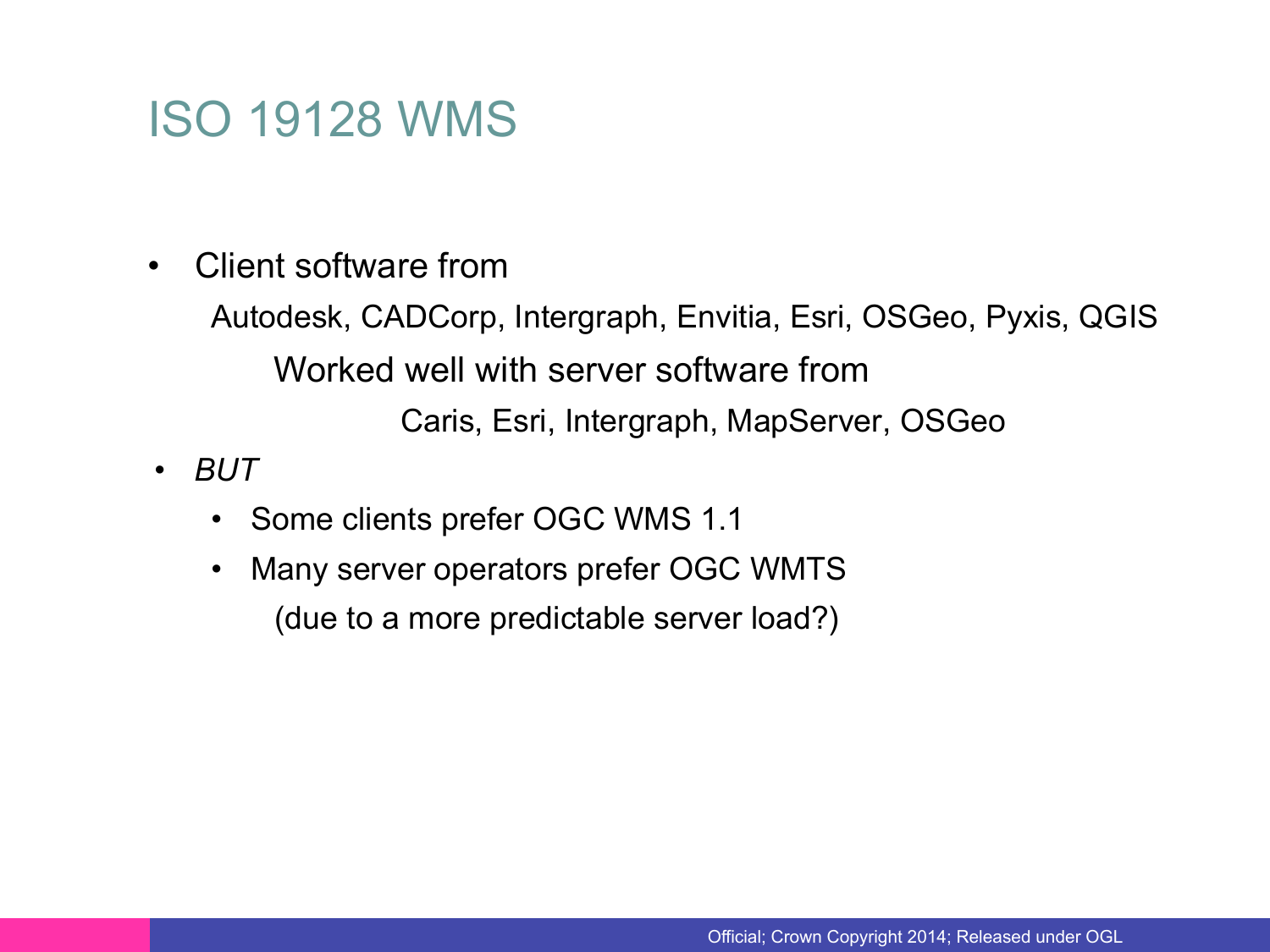# ISO 19128 WMS

- Client software from

  Autodesk, CADCorp, Intergraph, Envitia, Esri, OSGeo, Pyxis, QGIS

  Worked well with server software from

  Caris, Esri, Intergraph, MapServer, OSGeo

- *BUT*
  - Some clients prefer OGC WMS 1.1
  - Many server operators prefer OGC WMTS

    (due to a more predictable server load?)

Official; Crown Copyright 2014; Released under OGL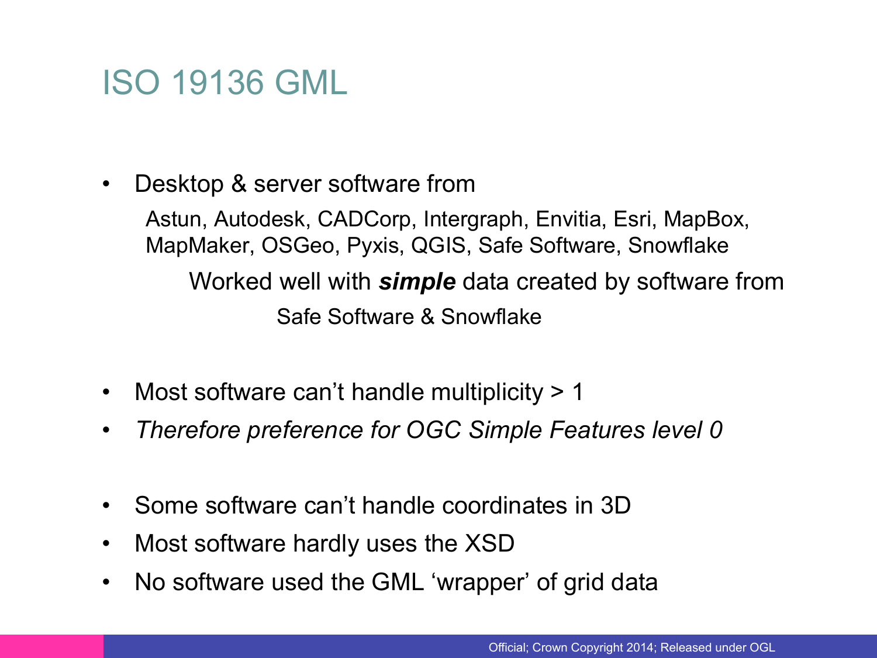# ISO 19136 GML

- Desktop & server software from

  Astun, Autodesk, CADCorp, Intergraph, Envitia, Esri, MapBox, MapMaker, OSGeo, Pyxis, QGIS, Safe Software, Snowflake

  Worked well with ***simple*** data created by software from

  Safe Software & Snowflake

- Most software can't handle multiplicity > 1
- *Therefore preference for OGC Simple Features level 0*

- Some software can't handle coordinates in 3D
- Most software hardly uses the XSD
- No software used the GML 'wrapper' of grid data

Official; Crown Copyright 2014; Released under OGL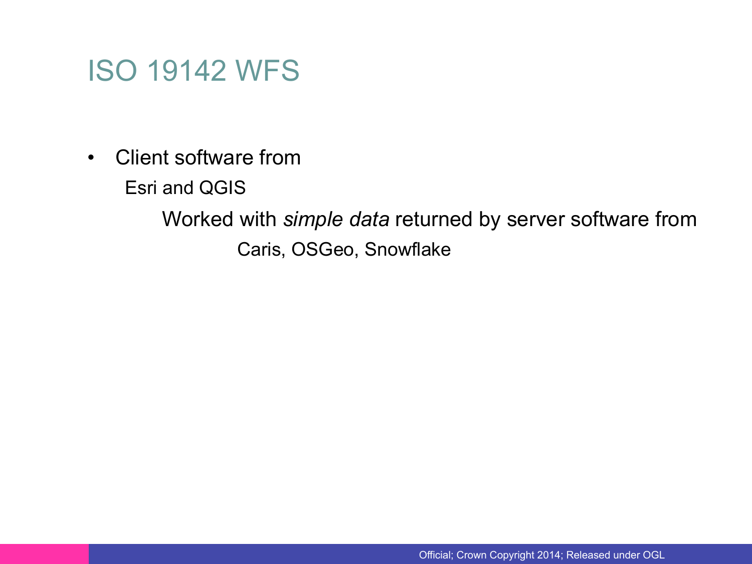# ISO 19142 WFS

- Client software from
  - Esri and QGIS
    - Worked with *simple data* returned by server software from
      - Caris, OSGeo, Snowflake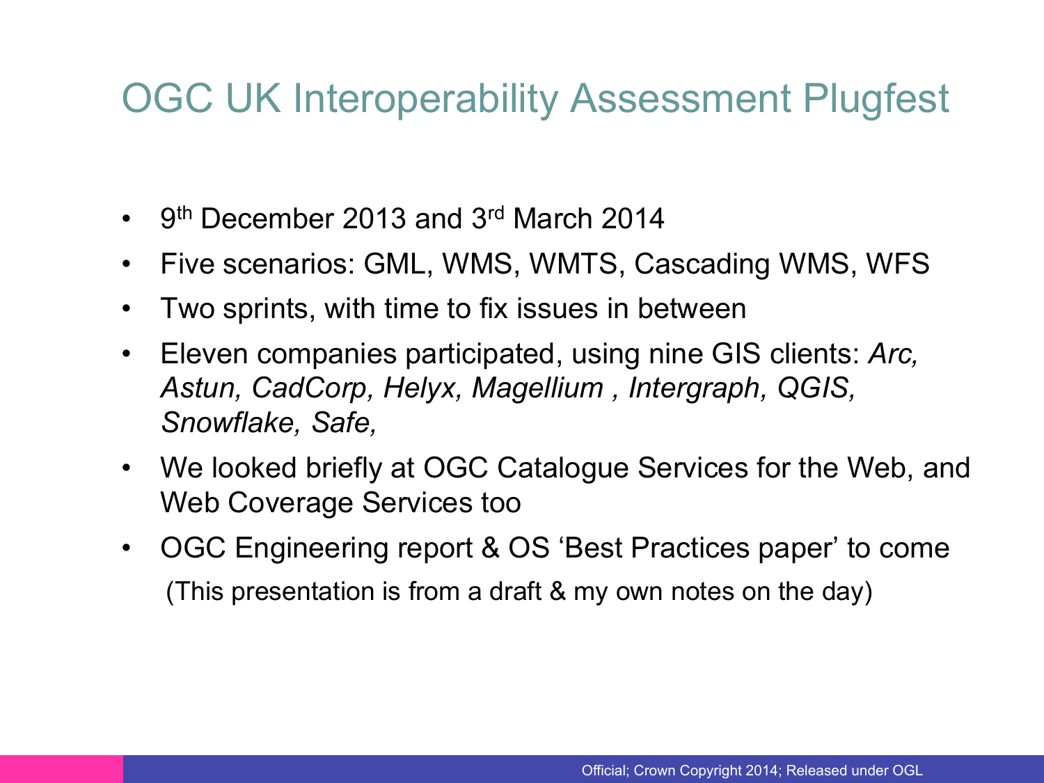# OGC UK Interoperability Assessment Plugfest

- 9th December 2013 and 3rd March 2014
- Five scenarios: GML, WMS, WMTS, Cascading WMS, WFS
- Two sprints, with time to fix issues in between
- Eleven companies participated, using nine GIS clients: *Arc, Astun, CadCorp, Helyx, Magellium , Intergraph, QGIS, Snowflake, Safe,*
- We looked briefly at OGC Catalogue Services for the Web, and Web Coverage Services too
- OGC Engineering report & OS 'Best Practices paper' to come

(This presentation is from a draft & my own notes on the day)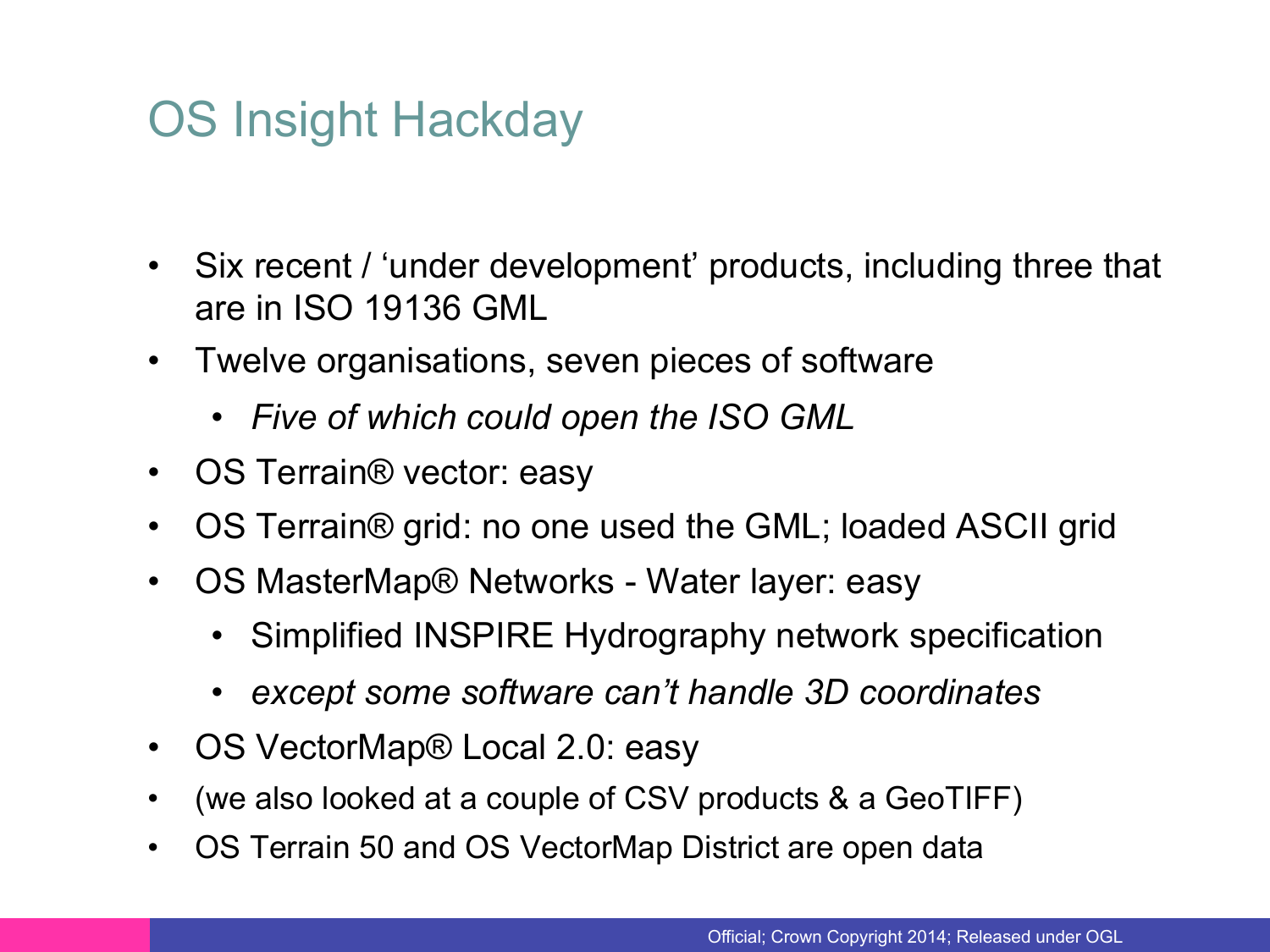# OS Insight Hackday

- Six recent / ‘under development’ products, including three that are in ISO 19136 GML
- Twelve organisations, seven pieces of software
  - *Five of which could open the ISO GML*
- OS Terrain® vector: easy
- OS Terrain® grid: no one used the GML; loaded ASCII grid
- OS MasterMap® Networks - Water layer: easy
  - Simplified INSPIRE Hydrography network specification
  - *except some software can’t handle 3D coordinates*
- OS VectorMap® Local 2.0: easy
- (we also looked at a couple of CSV products & a GeoTIFF)
- OS Terrain 50 and OS VectorMap District are open data

Official; Crown Copyright 2014; Released under OGL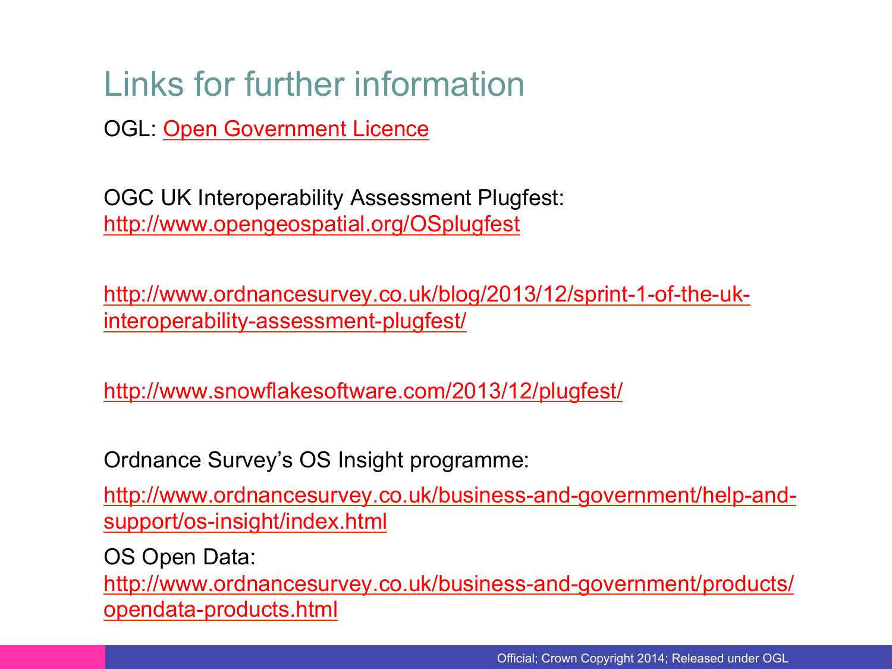# Links for further information

OGL: Open Government Licence

OGC UK Interoperability Assessment Plugfest:
http://www.opengeospatial.org/OSplugfest

http://www.ordnancesurvey.co.uk/blog/2013/12/sprint-1-of-the-uk-interoperability-assessment-plugfest/

http://www.snowflakesoftware.com/2013/12/plugfest/

Ordnance Survey's OS Insight programme:

http://www.ordnancesurvey.co.uk/business-and-government/help-and-support/os-insight/index.html

OS Open Data:
http://www.ordnancesurvey.co.uk/business-and-government/products/opendata-products.html

Official; Crown Copyright 2014; Released under OGL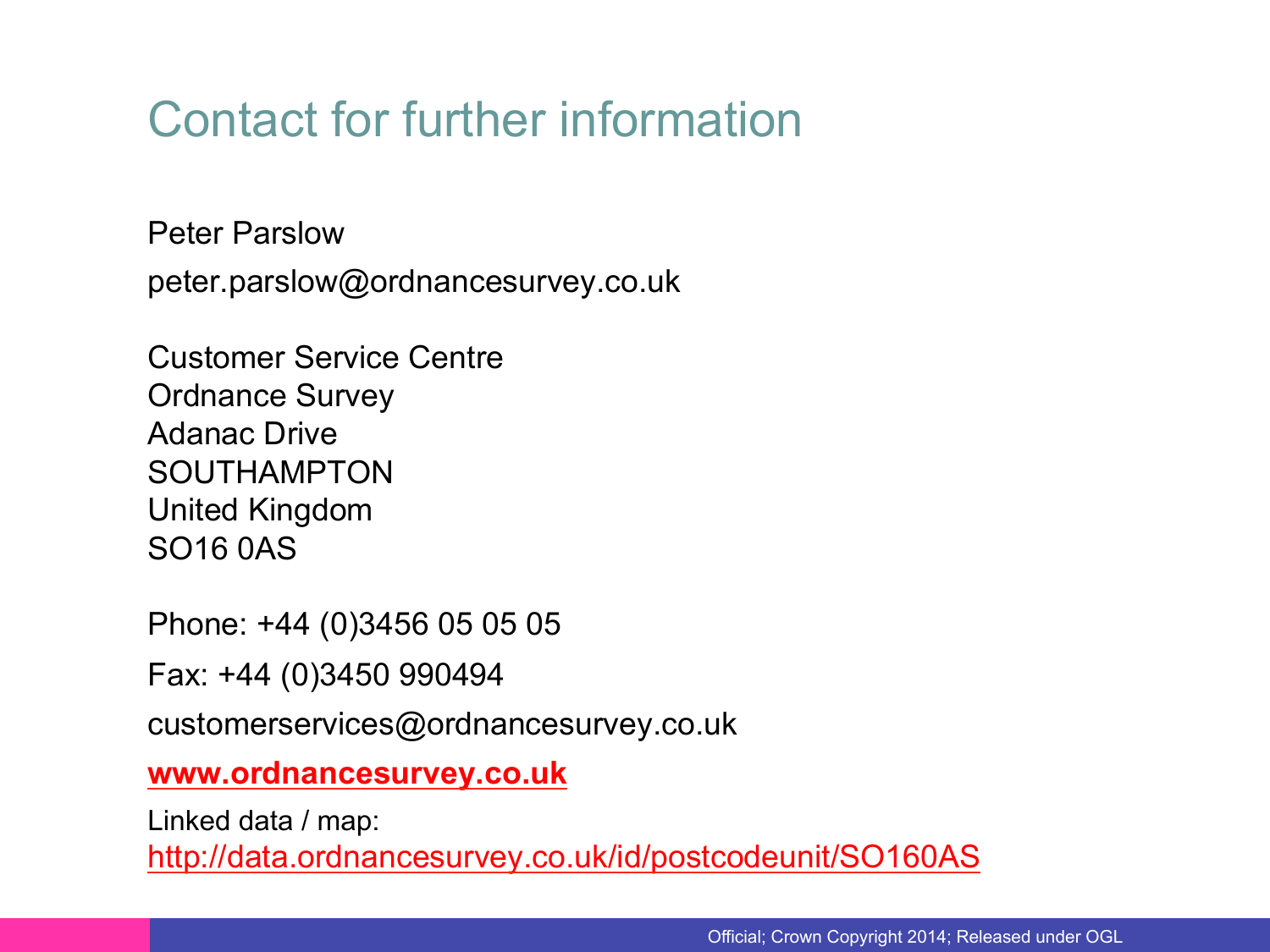# Contact for further information

Peter Parslow

peter.parslow@ordnancesurvey.co.uk

Customer Service Centre
Ordnance Survey
Adanac Drive
SOUTHAMPTON
United Kingdom
SO16 0AS

Phone: +44 (0)3456 05 05 05

Fax: +44 (0)3450 990494

customerservices@ordnancesurvey.co.uk

**www.ordnancesurvey.co.uk**

Linked data / map:
http://data.ordnancesurvey.co.uk/id/postcodeunit/SO160AS

Official; Crown Copyright 2014; Released under OGL